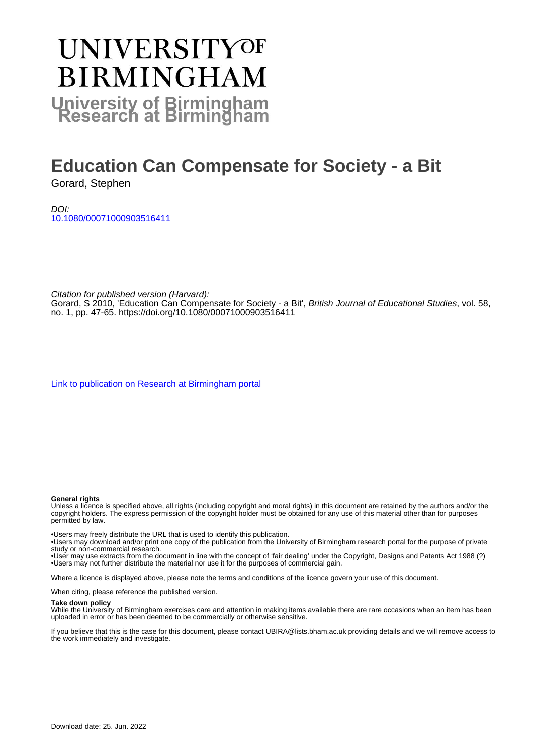# UNIVERSITY OF BIRMINGHAM

**University of Birmingham Research at Birmingham**

# Education Can Compensate for Society - a Bit

Gorard, Stephen

*DOI:*
10.1080/00071000903516411

*Citation for published version (Harvard):*
Gorard, S 2010, 'Education Can Compensate for Society - a Bit', *British Journal of Educational Studies*, vol. 58, no. 1, pp. 47-65. https://doi.org/10.1080/00071000903516411

Link to publication on Research at Birmingham portal

**General rights**
Unless a licence is specified above, all rights (including copyright and moral rights) in this document are retained by the authors and/or the copyright holders. The express permission of the copyright holder must be obtained for any use of this material other than for purposes permitted by law.

•Users may freely distribute the URL that is used to identify this publication.
•Users may download and/or print one copy of the publication from the University of Birmingham research portal for the purpose of private study or non-commercial research.
•User may use extracts from the document in line with the concept of 'fair dealing' under the Copyright, Designs and Patents Act 1988 (?)
•Users may not further distribute the material nor use it for the purposes of commercial gain.

Where a licence is displayed above, please note the terms and conditions of the licence govern your use of this document.

When citing, please reference the published version.

**Take down policy**
While the University of Birmingham exercises care and attention in making items available there are rare occasions when an item has been uploaded in error or has been deemed to be commercially or otherwise sensitive.

If you believe that this is the case for this document, please contact UBIRA@lists.bham.ac.uk providing details and we will remove access to the work immediately and investigate.

Download date: 25. Jun. 2022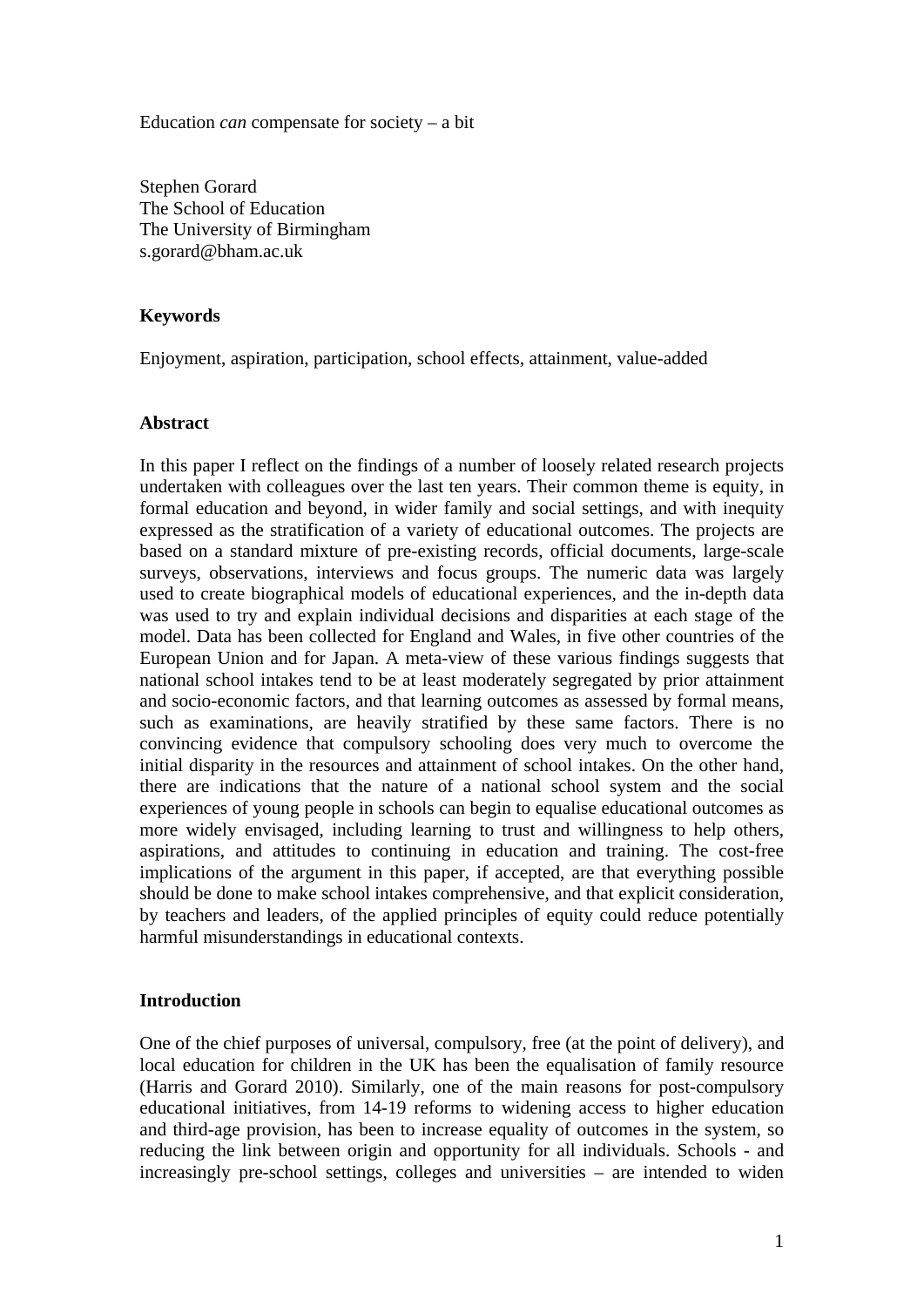Education *can* compensate for society – a bit

Stephen Gorard
The School of Education
The University of Birmingham
s.gorard@bham.ac.uk

## Keywords

Enjoyment, aspiration, participation, school effects, attainment, value-added

## Abstract

In this paper I reflect on the findings of a number of loosely related research projects undertaken with colleagues over the last ten years. Their common theme is equity, in formal education and beyond, in wider family and social settings, and with inequity expressed as the stratification of a variety of educational outcomes. The projects are based on a standard mixture of pre-existing records, official documents, large-scale surveys, observations, interviews and focus groups. The numeric data was largely used to create biographical models of educational experiences, and the in-depth data was used to try and explain individual decisions and disparities at each stage of the model. Data has been collected for England and Wales, in five other countries of the European Union and for Japan. A meta-view of these various findings suggests that national school intakes tend to be at least moderately segregated by prior attainment and socio-economic factors, and that learning outcomes as assessed by formal means, such as examinations, are heavily stratified by these same factors. There is no convincing evidence that compulsory schooling does very much to overcome the initial disparity in the resources and attainment of school intakes. On the other hand, there are indications that the nature of a national school system and the social experiences of young people in schools can begin to equalise educational outcomes as more widely envisaged, including learning to trust and willingness to help others, aspirations, and attitudes to continuing in education and training. The cost-free implications of the argument in this paper, if accepted, are that everything possible should be done to make school intakes comprehensive, and that explicit consideration, by teachers and leaders, of the applied principles of equity could reduce potentially harmful misunderstandings in educational contexts.

## Introduction

One of the chief purposes of universal, compulsory, free (at the point of delivery), and local education for children in the UK has been the equalisation of family resource (Harris and Gorard 2010). Similarly, one of the main reasons for post-compulsory educational initiatives, from 14-19 reforms to widening access to higher education and third-age provision, has been to increase equality of outcomes in the system, so reducing the link between origin and opportunity for all individuals. Schools - and increasingly pre-school settings, colleges and universities – are intended to widen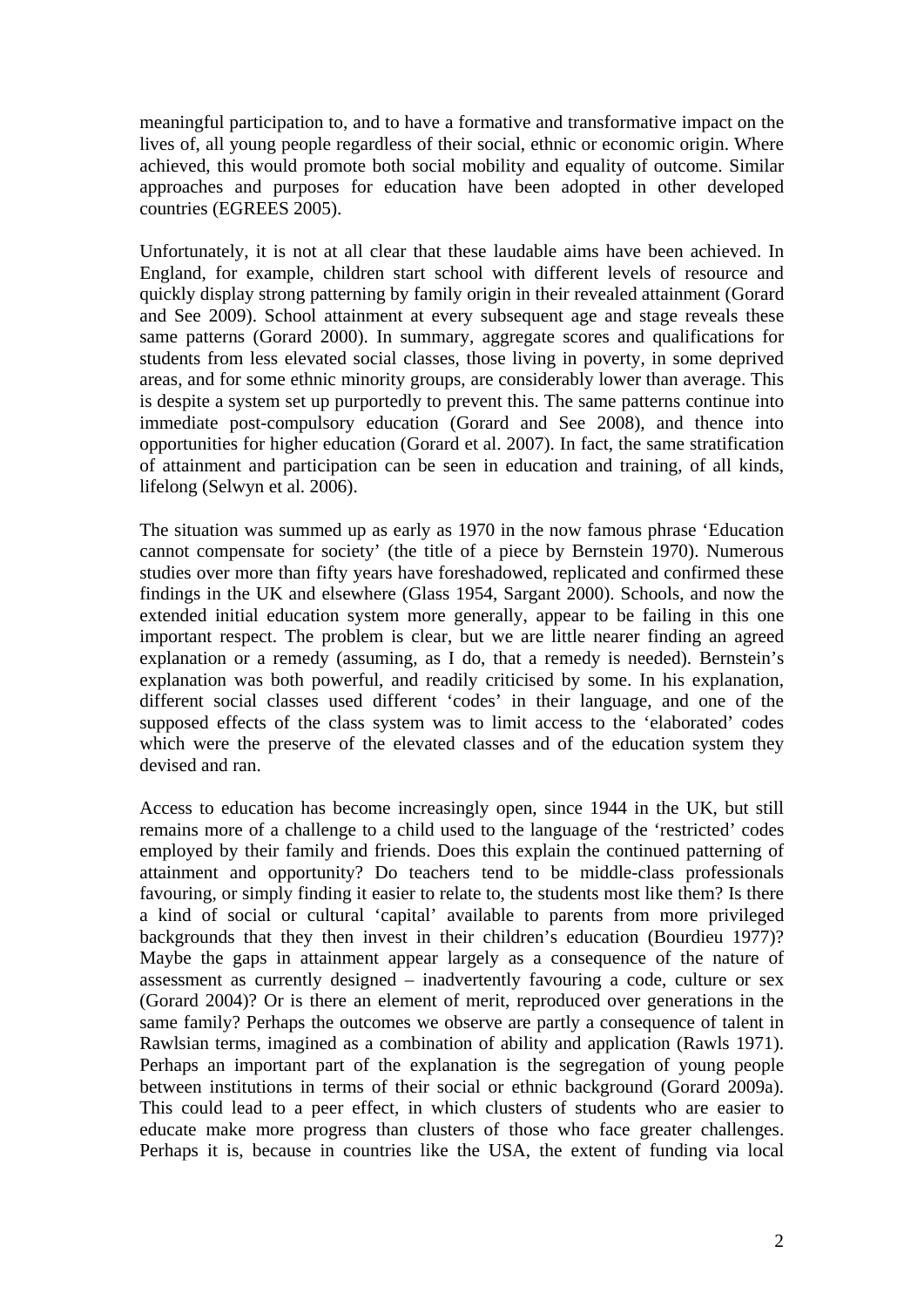meaningful participation to, and to have a formative and transformative impact on the lives of, all young people regardless of their social, ethnic or economic origin. Where achieved, this would promote both social mobility and equality of outcome. Similar approaches and purposes for education have been adopted in other developed countries (EGREES 2005).

Unfortunately, it is not at all clear that these laudable aims have been achieved. In England, for example, children start school with different levels of resource and quickly display strong patterning by family origin in their revealed attainment (Gorard and See 2009). School attainment at every subsequent age and stage reveals these same patterns (Gorard 2000). In summary, aggregate scores and qualifications for students from less elevated social classes, those living in poverty, in some deprived areas, and for some ethnic minority groups, are considerably lower than average. This is despite a system set up purportedly to prevent this. The same patterns continue into immediate post-compulsory education (Gorard and See 2008), and thence into opportunities for higher education (Gorard et al. 2007). In fact, the same stratification of attainment and participation can be seen in education and training, of all kinds, lifelong (Selwyn et al. 2006).

The situation was summed up as early as 1970 in the now famous phrase 'Education cannot compensate for society' (the title of a piece by Bernstein 1970). Numerous studies over more than fifty years have foreshadowed, replicated and confirmed these findings in the UK and elsewhere (Glass 1954, Sargant 2000). Schools, and now the extended initial education system more generally, appear to be failing in this one important respect. The problem is clear, but we are little nearer finding an agreed explanation or a remedy (assuming, as I do, that a remedy is needed). Bernstein's explanation was both powerful, and readily criticised by some. In his explanation, different social classes used different 'codes' in their language, and one of the supposed effects of the class system was to limit access to the 'elaborated' codes which were the preserve of the elevated classes and of the education system they devised and ran.

Access to education has become increasingly open, since 1944 in the UK, but still remains more of a challenge to a child used to the language of the 'restricted' codes employed by their family and friends. Does this explain the continued patterning of attainment and opportunity? Do teachers tend to be middle-class professionals favouring, or simply finding it easier to relate to, the students most like them? Is there a kind of social or cultural 'capital' available to parents from more privileged backgrounds that they then invest in their children's education (Bourdieu 1977)? Maybe the gaps in attainment appear largely as a consequence of the nature of assessment as currently designed – inadvertently favouring a code, culture or sex (Gorard 2004)? Or is there an element of merit, reproduced over generations in the same family? Perhaps the outcomes we observe are partly a consequence of talent in Rawlsian terms, imagined as a combination of ability and application (Rawls 1971). Perhaps an important part of the explanation is the segregation of young people between institutions in terms of their social or ethnic background (Gorard 2009a). This could lead to a peer effect, in which clusters of students who are easier to educate make more progress than clusters of those who face greater challenges. Perhaps it is, because in countries like the USA, the extent of funding via local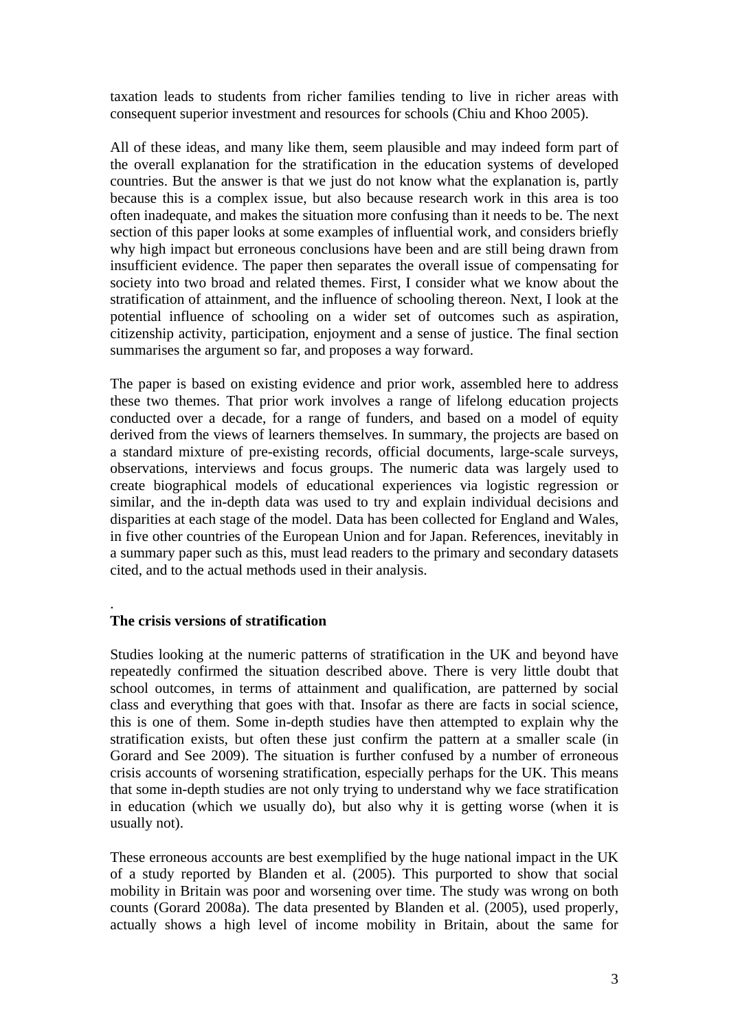taxation leads to students from richer families tending to live in richer areas with consequent superior investment and resources for schools (Chiu and Khoo 2005).

All of these ideas, and many like them, seem plausible and may indeed form part of the overall explanation for the stratification in the education systems of developed countries. But the answer is that we just do not know what the explanation is, partly because this is a complex issue, but also because research work in this area is too often inadequate, and makes the situation more confusing than it needs to be. The next section of this paper looks at some examples of influential work, and considers briefly why high impact but erroneous conclusions have been and are still being drawn from insufficient evidence. The paper then separates the overall issue of compensating for society into two broad and related themes. First, I consider what we know about the stratification of attainment, and the influence of schooling thereon. Next, I look at the potential influence of schooling on a wider set of outcomes such as aspiration, citizenship activity, participation, enjoyment and a sense of justice. The final section summarises the argument so far, and proposes a way forward.

The paper is based on existing evidence and prior work, assembled here to address these two themes. That prior work involves a range of lifelong education projects conducted over a decade, for a range of funders, and based on a model of equity derived from the views of learners themselves. In summary, the projects are based on a standard mixture of pre-existing records, official documents, large-scale surveys, observations, interviews and focus groups. The numeric data was largely used to create biographical models of educational experiences via logistic regression or similar, and the in-depth data was used to try and explain individual decisions and disparities at each stage of the model. Data has been collected for England and Wales, in five other countries of the European Union and for Japan. References, inevitably in a summary paper such as this, must lead readers to the primary and secondary datasets cited, and to the actual methods used in their analysis.

.

**The crisis versions of stratification**

Studies looking at the numeric patterns of stratification in the UK and beyond have repeatedly confirmed the situation described above. There is very little doubt that school outcomes, in terms of attainment and qualification, are patterned by social class and everything that goes with that. Insofar as there are facts in social science, this is one of them. Some in-depth studies have then attempted to explain why the stratification exists, but often these just confirm the pattern at a smaller scale (in Gorard and See 2009). The situation is further confused by a number of erroneous crisis accounts of worsening stratification, especially perhaps for the UK. This means that some in-depth studies are not only trying to understand why we face stratification in education (which we usually do), but also why it is getting worse (when it is usually not).

These erroneous accounts are best exemplified by the huge national impact in the UK of a study reported by Blanden et al. (2005). This purported to show that social mobility in Britain was poor and worsening over time. The study was wrong on both counts (Gorard 2008a). The data presented by Blanden et al. (2005), used properly, actually shows a high level of income mobility in Britain, about the same for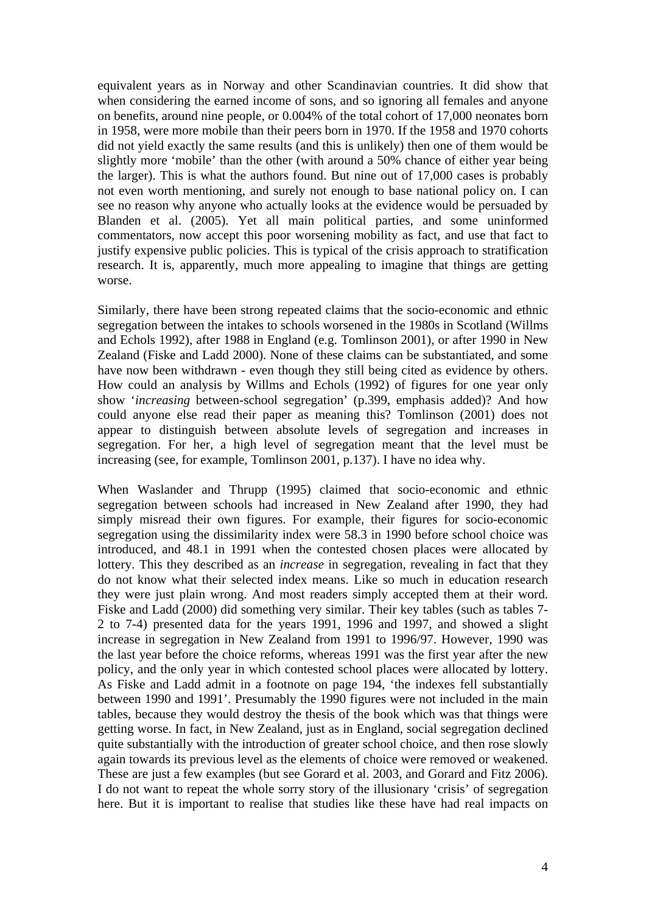equivalent years as in Norway and other Scandinavian countries. It did show that when considering the earned income of sons, and so ignoring all females and anyone on benefits, around nine people, or 0.004% of the total cohort of 17,000 neonates born in 1958, were more mobile than their peers born in 1970. If the 1958 and 1970 cohorts did not yield exactly the same results (and this is unlikely) then one of them would be slightly more 'mobile' than the other (with around a 50% chance of either year being the larger). This is what the authors found. But nine out of 17,000 cases is probably not even worth mentioning, and surely not enough to base national policy on. I can see no reason why anyone who actually looks at the evidence would be persuaded by Blanden et al. (2005). Yet all main political parties, and some uninformed commentators, now accept this poor worsening mobility as fact, and use that fact to justify expensive public policies. This is typical of the crisis approach to stratification research. It is, apparently, much more appealing to imagine that things are getting worse.

Similarly, there have been strong repeated claims that the socio-economic and ethnic segregation between the intakes to schools worsened in the 1980s in Scotland (Willms and Echols 1992), after 1988 in England (e.g. Tomlinson 2001), or after 1990 in New Zealand (Fiske and Ladd 2000). None of these claims can be substantiated, and some have now been withdrawn - even though they still being cited as evidence by others. How could an analysis by Willms and Echols (1992) of figures for one year only show '*increasing* between-school segregation' (p.399, emphasis added)? And how could anyone else read their paper as meaning this? Tomlinson (2001) does not appear to distinguish between absolute levels of segregation and increases in segregation. For her, a high level of segregation meant that the level must be increasing (see, for example, Tomlinson 2001, p.137). I have no idea why.

When Waslander and Thrupp (1995) claimed that socio-economic and ethnic segregation between schools had increased in New Zealand after 1990, they had simply misread their own figures. For example, their figures for socio-economic segregation using the dissimilarity index were 58.3 in 1990 before school choice was introduced, and 48.1 in 1991 when the contested chosen places were allocated by lottery. This they described as an *increase* in segregation, revealing in fact that they do not know what their selected index means. Like so much in education research they were just plain wrong. And most readers simply accepted them at their word. Fiske and Ladd (2000) did something very similar. Their key tables (such as tables 7-2 to 7-4) presented data for the years 1991, 1996 and 1997, and showed a slight increase in segregation in New Zealand from 1991 to 1996/97. However, 1990 was the last year before the choice reforms, whereas 1991 was the first year after the new policy, and the only year in which contested school places were allocated by lottery. As Fiske and Ladd admit in a footnote on page 194, 'the indexes fell substantially between 1990 and 1991'. Presumably the 1990 figures were not included in the main tables, because they would destroy the thesis of the book which was that things were getting worse. In fact, in New Zealand, just as in England, social segregation declined quite substantially with the introduction of greater school choice, and then rose slowly again towards its previous level as the elements of choice were removed or weakened. These are just a few examples (but see Gorard et al. 2003, and Gorard and Fitz 2006). I do not want to repeat the whole sorry story of the illusionary 'crisis' of segregation here. But it is important to realise that studies like these have had real impacts on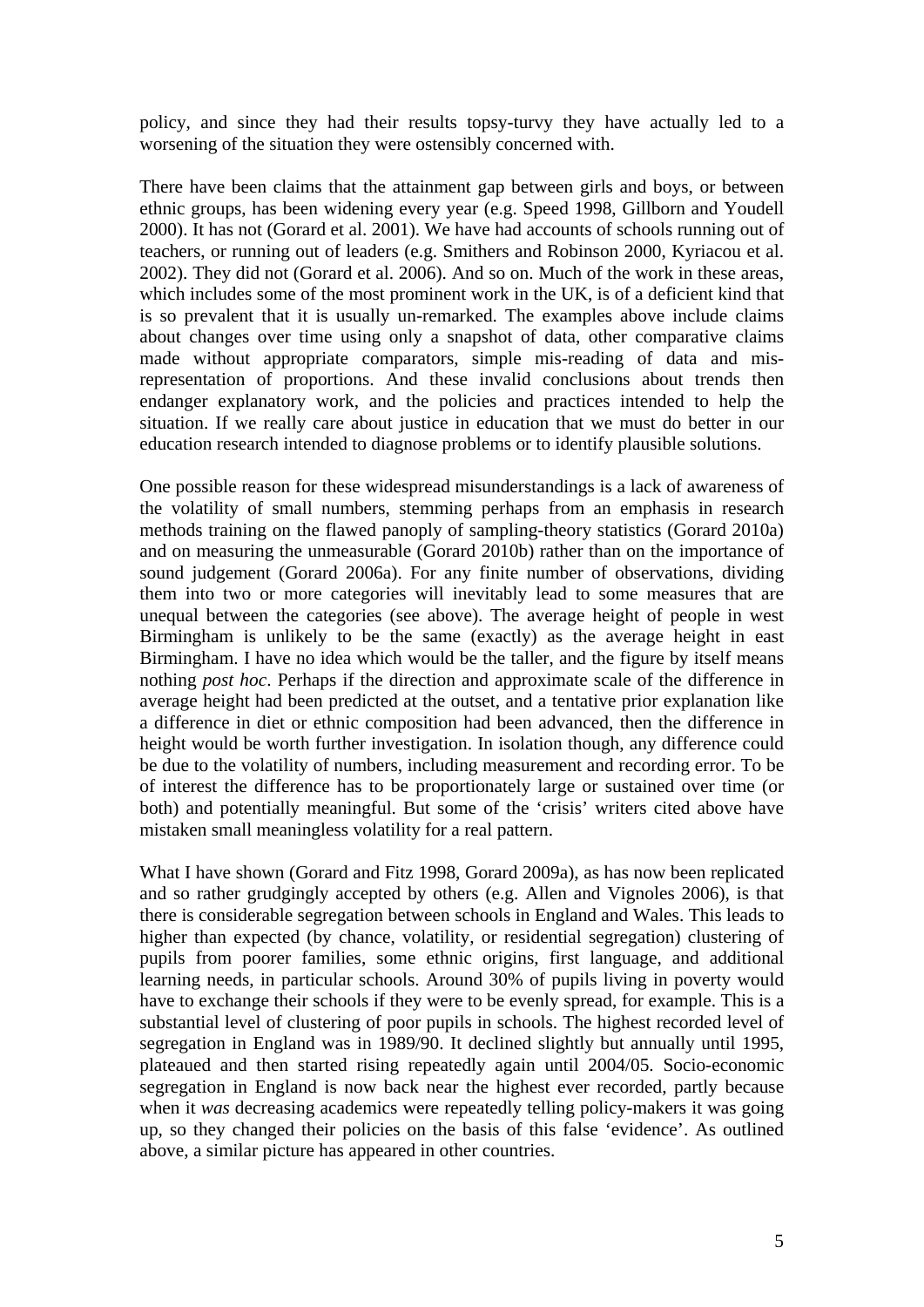policy, and since they had their results topsy-turvy they have actually led to a worsening of the situation they were ostensibly concerned with.

There have been claims that the attainment gap between girls and boys, or between ethnic groups, has been widening every year (e.g. Speed 1998, Gillborn and Youdell 2000). It has not (Gorard et al. 2001). We have had accounts of schools running out of teachers, or running out of leaders (e.g. Smithers and Robinson 2000, Kyriacou et al. 2002). They did not (Gorard et al. 2006). And so on. Much of the work in these areas, which includes some of the most prominent work in the UK, is of a deficient kind that is so prevalent that it is usually un-remarked. The examples above include claims about changes over time using only a snapshot of data, other comparative claims made without appropriate comparators, simple mis-reading of data and mis-representation of proportions. And these invalid conclusions about trends then endanger explanatory work, and the policies and practices intended to help the situation. If we really care about justice in education that we must do better in our education research intended to diagnose problems or to identify plausible solutions.

One possible reason for these widespread misunderstandings is a lack of awareness of the volatility of small numbers, stemming perhaps from an emphasis in research methods training on the flawed panoply of sampling-theory statistics (Gorard 2010a) and on measuring the unmeasurable (Gorard 2010b) rather than on the importance of sound judgement (Gorard 2006a). For any finite number of observations, dividing them into two or more categories will inevitably lead to some measures that are unequal between the categories (see above). The average height of people in west Birmingham is unlikely to be the same (exactly) as the average height in east Birmingham. I have no idea which would be the taller, and the figure by itself means nothing *post hoc*. Perhaps if the direction and approximate scale of the difference in average height had been predicted at the outset, and a tentative prior explanation like a difference in diet or ethnic composition had been advanced, then the difference in height would be worth further investigation. In isolation though, any difference could be due to the volatility of numbers, including measurement and recording error. To be of interest the difference has to be proportionately large or sustained over time (or both) and potentially meaningful. But some of the 'crisis' writers cited above have mistaken small meaningless volatility for a real pattern.

What I have shown (Gorard and Fitz 1998, Gorard 2009a), as has now been replicated and so rather grudgingly accepted by others (e.g. Allen and Vignoles 2006), is that there is considerable segregation between schools in England and Wales. This leads to higher than expected (by chance, volatility, or residential segregation) clustering of pupils from poorer families, some ethnic origins, first language, and additional learning needs, in particular schools. Around 30% of pupils living in poverty would have to exchange their schools if they were to be evenly spread, for example. This is a substantial level of clustering of poor pupils in schools. The highest recorded level of segregation in England was in 1989/90. It declined slightly but annually until 1995, plateaued and then started rising repeatedly again until 2004/05. Socio-economic segregation in England is now back near the highest ever recorded, partly because when it *was* decreasing academics were repeatedly telling policy-makers it was going up, so they changed their policies on the basis of this false 'evidence'. As outlined above, a similar picture has appeared in other countries.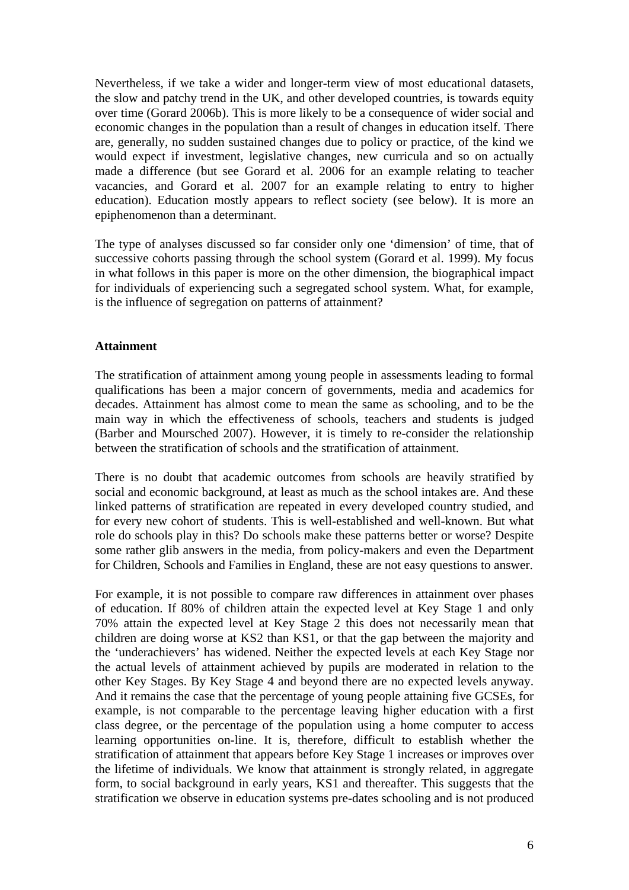Nevertheless, if we take a wider and longer-term view of most educational datasets, the slow and patchy trend in the UK, and other developed countries, is towards equity over time (Gorard 2006b). This is more likely to be a consequence of wider social and economic changes in the population than a result of changes in education itself. There are, generally, no sudden sustained changes due to policy or practice, of the kind we would expect if investment, legislative changes, new curricula and so on actually made a difference (but see Gorard et al. 2006 for an example relating to teacher vacancies, and Gorard et al. 2007 for an example relating to entry to higher education). Education mostly appears to reflect society (see below). It is more an epiphenomenon than a determinant.

The type of analyses discussed so far consider only one 'dimension' of time, that of successive cohorts passing through the school system (Gorard et al. 1999). My focus in what follows in this paper is more on the other dimension, the biographical impact for individuals of experiencing such a segregated school system. What, for example, is the influence of segregation on patterns of attainment?

**Attainment**

The stratification of attainment among young people in assessments leading to formal qualifications has been a major concern of governments, media and academics for decades. Attainment has almost come to mean the same as schooling, and to be the main way in which the effectiveness of schools, teachers and students is judged (Barber and Moursched 2007). However, it is timely to re-consider the relationship between the stratification of schools and the stratification of attainment.

There is no doubt that academic outcomes from schools are heavily stratified by social and economic background, at least as much as the school intakes are. And these linked patterns of stratification are repeated in every developed country studied, and for every new cohort of students. This is well-established and well-known. But what role do schools play in this? Do schools make these patterns better or worse? Despite some rather glib answers in the media, from policy-makers and even the Department for Children, Schools and Families in England, these are not easy questions to answer.

For example, it is not possible to compare raw differences in attainment over phases of education. If 80% of children attain the expected level at Key Stage 1 and only 70% attain the expected level at Key Stage 2 this does not necessarily mean that children are doing worse at KS2 than KS1, or that the gap between the majority and the 'underachievers' has widened. Neither the expected levels at each Key Stage nor the actual levels of attainment achieved by pupils are moderated in relation to the other Key Stages. By Key Stage 4 and beyond there are no expected levels anyway. And it remains the case that the percentage of young people attaining five GCSEs, for example, is not comparable to the percentage leaving higher education with a first class degree, or the percentage of the population using a home computer to access learning opportunities on-line. It is, therefore, difficult to establish whether the stratification of attainment that appears before Key Stage 1 increases or improves over the lifetime of individuals. We know that attainment is strongly related, in aggregate form, to social background in early years, KS1 and thereafter. This suggests that the stratification we observe in education systems pre-dates schooling and is not produced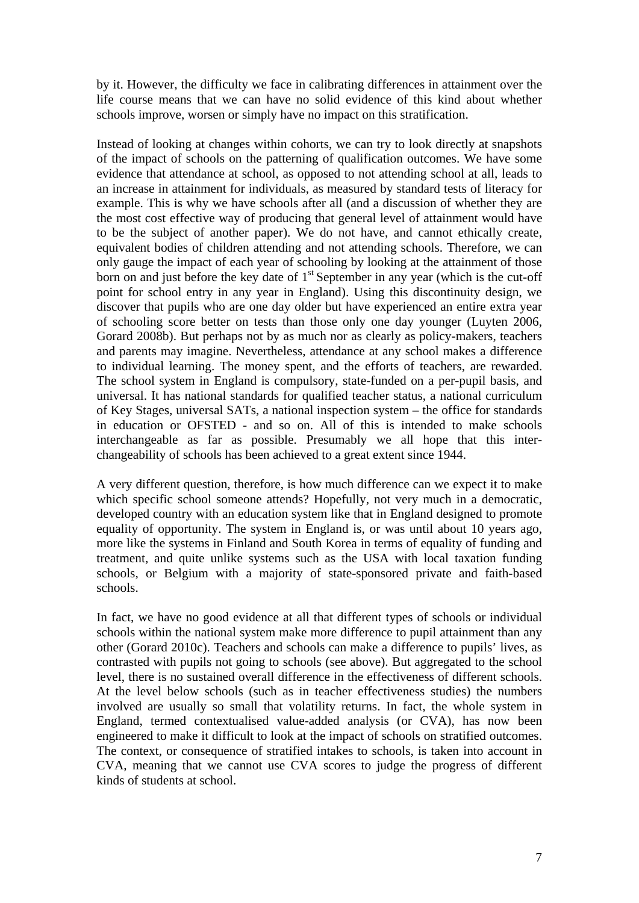by it. However, the difficulty we face in calibrating differences in attainment over the life course means that we can have no solid evidence of this kind about whether schools improve, worsen or simply have no impact on this stratification.

Instead of looking at changes within cohorts, we can try to look directly at snapshots of the impact of schools on the patterning of qualification outcomes. We have some evidence that attendance at school, as opposed to not attending school at all, leads to an increase in attainment for individuals, as measured by standard tests of literacy for example. This is why we have schools after all (and a discussion of whether they are the most cost effective way of producing that general level of attainment would have to be the subject of another paper). We do not have, and cannot ethically create, equivalent bodies of children attending and not attending schools. Therefore, we can only gauge the impact of each year of schooling by looking at the attainment of those born on and just before the key date of 1st September in any year (which is the cut-off point for school entry in any year in England). Using this discontinuity design, we discover that pupils who are one day older but have experienced an entire extra year of schooling score better on tests than those only one day younger (Luyten 2006, Gorard 2008b). But perhaps not by as much nor as clearly as policy-makers, teachers and parents may imagine. Nevertheless, attendance at any school makes a difference to individual learning. The money spent, and the efforts of teachers, are rewarded. The school system in England is compulsory, state-funded on a per-pupil basis, and universal. It has national standards for qualified teacher status, a national curriculum of Key Stages, universal SATs, a national inspection system – the office for standards in education or OFSTED - and so on. All of this is intended to make schools interchangeable as far as possible. Presumably we all hope that this inter-changeability of schools has been achieved to a great extent since 1944.

A very different question, therefore, is how much difference can we expect it to make which specific school someone attends? Hopefully, not very much in a democratic, developed country with an education system like that in England designed to promote equality of opportunity. The system in England is, or was until about 10 years ago, more like the systems in Finland and South Korea in terms of equality of funding and treatment, and quite unlike systems such as the USA with local taxation funding schools, or Belgium with a majority of state-sponsored private and faith-based schools.

In fact, we have no good evidence at all that different types of schools or individual schools within the national system make more difference to pupil attainment than any other (Gorard 2010c). Teachers and schools can make a difference to pupils' lives, as contrasted with pupils not going to schools (see above). But aggregated to the school level, there is no sustained overall difference in the effectiveness of different schools. At the level below schools (such as in teacher effectiveness studies) the numbers involved are usually so small that volatility returns. In fact, the whole system in England, termed contextualised value-added analysis (or CVA), has now been engineered to make it difficult to look at the impact of schools on stratified outcomes. The context, or consequence of stratified intakes to schools, is taken into account in CVA, meaning that we cannot use CVA scores to judge the progress of different kinds of students at school.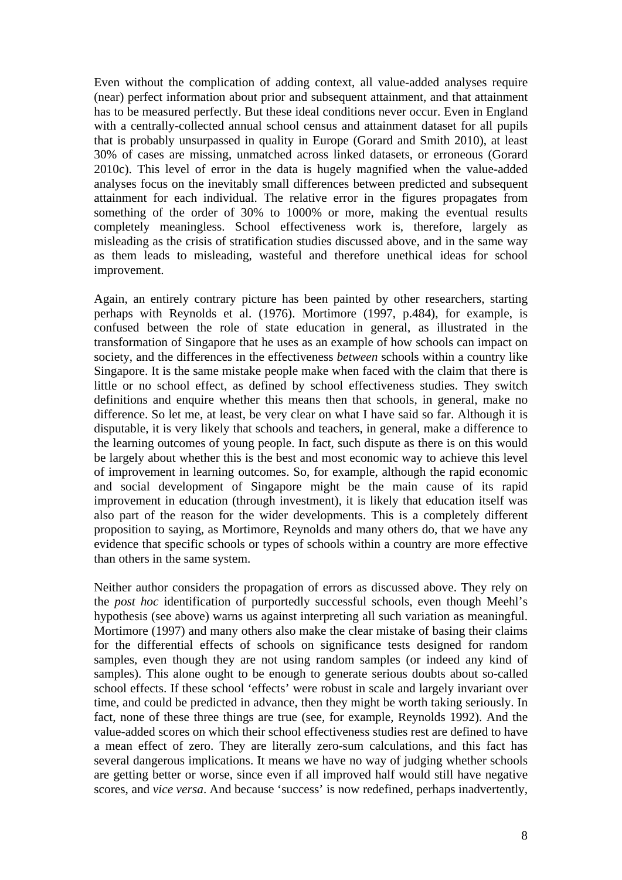Even without the complication of adding context, all value-added analyses require (near) perfect information about prior and subsequent attainment, and that attainment has to be measured perfectly. But these ideal conditions never occur. Even in England with a centrally-collected annual school census and attainment dataset for all pupils that is probably unsurpassed in quality in Europe (Gorard and Smith 2010), at least 30% of cases are missing, unmatched across linked datasets, or erroneous (Gorard 2010c). This level of error in the data is hugely magnified when the value-added analyses focus on the inevitably small differences between predicted and subsequent attainment for each individual. The relative error in the figures propagates from something of the order of 30% to 1000% or more, making the eventual results completely meaningless. School effectiveness work is, therefore, largely as misleading as the crisis of stratification studies discussed above, and in the same way as them leads to misleading, wasteful and therefore unethical ideas for school improvement.

Again, an entirely contrary picture has been painted by other researchers, starting perhaps with Reynolds et al. (1976). Mortimore (1997, p.484), for example, is confused between the role of state education in general, as illustrated in the transformation of Singapore that he uses as an example of how schools can impact on society, and the differences in the effectiveness *between* schools within a country like Singapore. It is the same mistake people make when faced with the claim that there is little or no school effect, as defined by school effectiveness studies. They switch definitions and enquire whether this means then that schools, in general, make no difference. So let me, at least, be very clear on what I have said so far. Although it is disputable, it is very likely that schools and teachers, in general, make a difference to the learning outcomes of young people. In fact, such dispute as there is on this would be largely about whether this is the best and most economic way to achieve this level of improvement in learning outcomes. So, for example, although the rapid economic and social development of Singapore might be the main cause of its rapid improvement in education (through investment), it is likely that education itself was also part of the reason for the wider developments. This is a completely different proposition to saying, as Mortimore, Reynolds and many others do, that we have any evidence that specific schools or types of schools within a country are more effective than others in the same system.

Neither author considers the propagation of errors as discussed above. They rely on the *post hoc* identification of purportedly successful schools, even though Meehl's hypothesis (see above) warns us against interpreting all such variation as meaningful. Mortimore (1997) and many others also make the clear mistake of basing their claims for the differential effects of schools on significance tests designed for random samples, even though they are not using random samples (or indeed any kind of samples). This alone ought to be enough to generate serious doubts about so-called school effects. If these school 'effects' were robust in scale and largely invariant over time, and could be predicted in advance, then they might be worth taking seriously. In fact, none of these three things are true (see, for example, Reynolds 1992). And the value-added scores on which their school effectiveness studies rest are defined to have a mean effect of zero. They are literally zero-sum calculations, and this fact has several dangerous implications. It means we have no way of judging whether schools are getting better or worse, since even if all improved half would still have negative scores, and *vice versa*. And because 'success' is now redefined, perhaps inadvertently,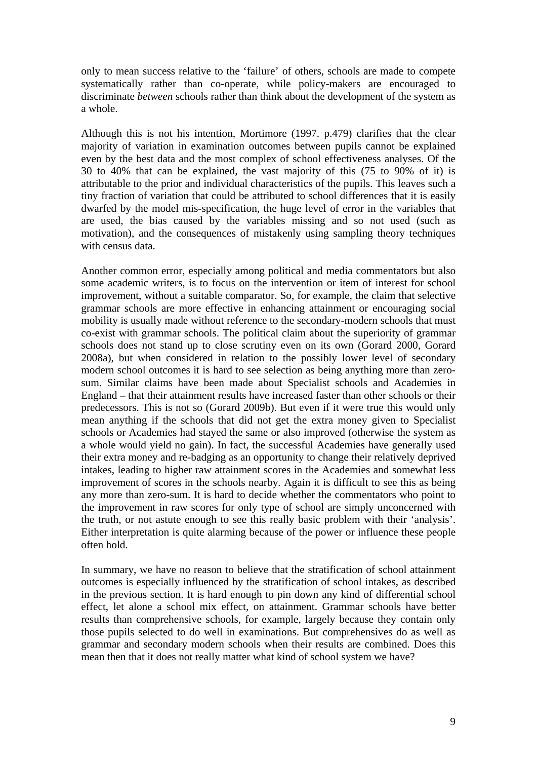only to mean success relative to the 'failure' of others, schools are made to compete systematically rather than co-operate, while policy-makers are encouraged to discriminate *between* schools rather than think about the development of the system as a whole.

Although this is not his intention, Mortimore (1997. p.479) clarifies that the clear majority of variation in examination outcomes between pupils cannot be explained even by the best data and the most complex of school effectiveness analyses. Of the 30 to 40% that can be explained, the vast majority of this (75 to 90% of it) is attributable to the prior and individual characteristics of the pupils. This leaves such a tiny fraction of variation that could be attributed to school differences that it is easily dwarfed by the model mis-specification, the huge level of error in the variables that are used, the bias caused by the variables missing and so not used (such as motivation), and the consequences of mistakenly using sampling theory techniques with census data.

Another common error, especially among political and media commentators but also some academic writers, is to focus on the intervention or item of interest for school improvement, without a suitable comparator. So, for example, the claim that selective grammar schools are more effective in enhancing attainment or encouraging social mobility is usually made without reference to the secondary-modern schools that must co-exist with grammar schools. The political claim about the superiority of grammar schools does not stand up to close scrutiny even on its own (Gorard 2000, Gorard 2008a), but when considered in relation to the possibly lower level of secondary modern school outcomes it is hard to see selection as being anything more than zero-sum. Similar claims have been made about Specialist schools and Academies in England – that their attainment results have increased faster than other schools or their predecessors. This is not so (Gorard 2009b). But even if it were true this would only mean anything if the schools that did not get the extra money given to Specialist schools or Academies had stayed the same or also improved (otherwise the system as a whole would yield no gain). In fact, the successful Academies have generally used their extra money and re-badging as an opportunity to change their relatively deprived intakes, leading to higher raw attainment scores in the Academies and somewhat less improvement of scores in the schools nearby. Again it is difficult to see this as being any more than zero-sum. It is hard to decide whether the commentators who point to the improvement in raw scores for only type of school are simply unconcerned with the truth, or not astute enough to see this really basic problem with their 'analysis'. Either interpretation is quite alarming because of the power or influence these people often hold.

In summary, we have no reason to believe that the stratification of school attainment outcomes is especially influenced by the stratification of school intakes, as described in the previous section. It is hard enough to pin down any kind of differential school effect, let alone a school mix effect, on attainment. Grammar schools have better results than comprehensive schools, for example, largely because they contain only those pupils selected to do well in examinations. But comprehensives do as well as grammar and secondary modern schools when their results are combined. Does this mean then that it does not really matter what kind of school system we have?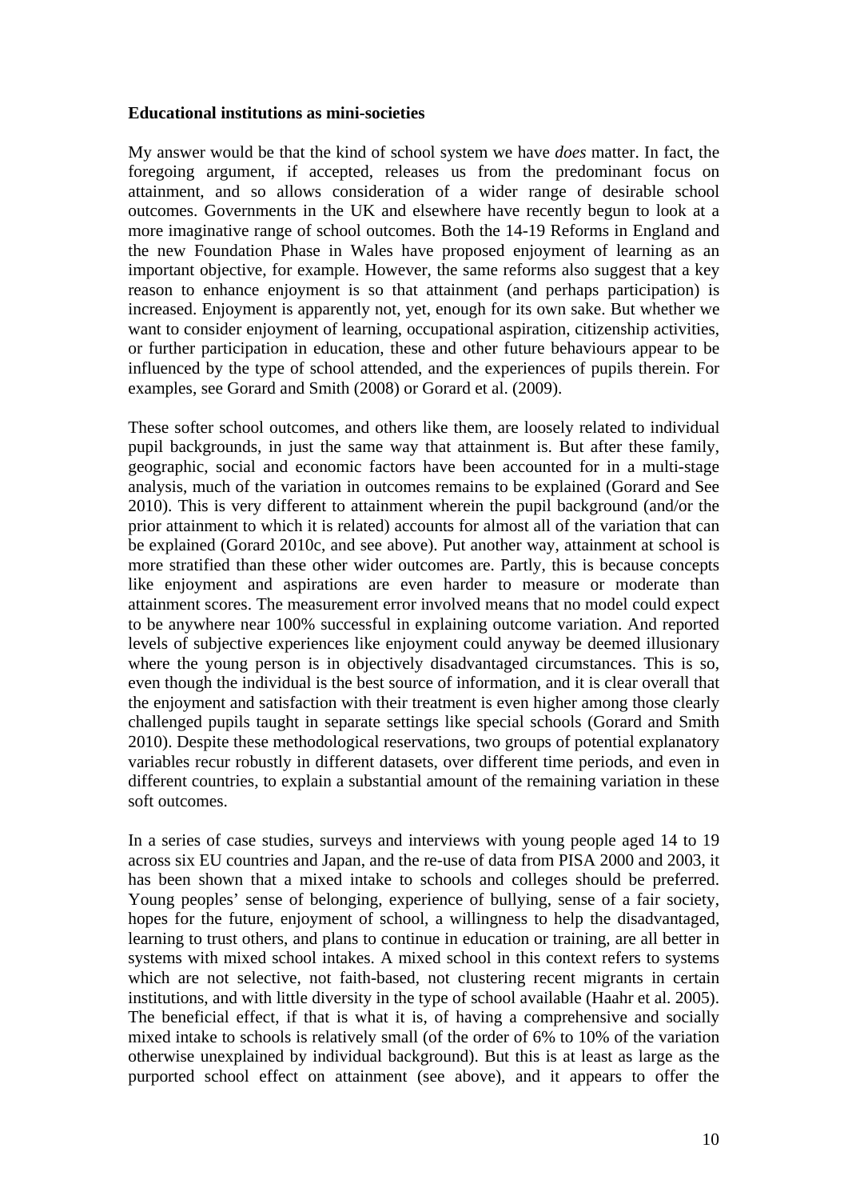**Educational institutions as mini-societies**

My answer would be that the kind of school system we have *does* matter. In fact, the foregoing argument, if accepted, releases us from the predominant focus on attainment, and so allows consideration of a wider range of desirable school outcomes. Governments in the UK and elsewhere have recently begun to look at a more imaginative range of school outcomes. Both the 14-19 Reforms in England and the new Foundation Phase in Wales have proposed enjoyment of learning as an important objective, for example. However, the same reforms also suggest that a key reason to enhance enjoyment is so that attainment (and perhaps participation) is increased. Enjoyment is apparently not, yet, enough for its own sake. But whether we want to consider enjoyment of learning, occupational aspiration, citizenship activities, or further participation in education, these and other future behaviours appear to be influenced by the type of school attended, and the experiences of pupils therein. For examples, see Gorard and Smith (2008) or Gorard et al. (2009).

These softer school outcomes, and others like them, are loosely related to individual pupil backgrounds, in just the same way that attainment is. But after these family, geographic, social and economic factors have been accounted for in a multi-stage analysis, much of the variation in outcomes remains to be explained (Gorard and See 2010). This is very different to attainment wherein the pupil background (and/or the prior attainment to which it is related) accounts for almost all of the variation that can be explained (Gorard 2010c, and see above). Put another way, attainment at school is more stratified than these other wider outcomes are. Partly, this is because concepts like enjoyment and aspirations are even harder to measure or moderate than attainment scores. The measurement error involved means that no model could expect to be anywhere near 100% successful in explaining outcome variation. And reported levels of subjective experiences like enjoyment could anyway be deemed illusionary where the young person is in objectively disadvantaged circumstances. This is so, even though the individual is the best source of information, and it is clear overall that the enjoyment and satisfaction with their treatment is even higher among those clearly challenged pupils taught in separate settings like special schools (Gorard and Smith 2010). Despite these methodological reservations, two groups of potential explanatory variables recur robustly in different datasets, over different time periods, and even in different countries, to explain a substantial amount of the remaining variation in these soft outcomes.

In a series of case studies, surveys and interviews with young people aged 14 to 19 across six EU countries and Japan, and the re-use of data from PISA 2000 and 2003, it has been shown that a mixed intake to schools and colleges should be preferred. Young peoples' sense of belonging, experience of bullying, sense of a fair society, hopes for the future, enjoyment of school, a willingness to help the disadvantaged, learning to trust others, and plans to continue in education or training, are all better in systems with mixed school intakes. A mixed school in this context refers to systems which are not selective, not faith-based, not clustering recent migrants in certain institutions, and with little diversity in the type of school available (Haahr et al. 2005). The beneficial effect, if that is what it is, of having a comprehensive and socially mixed intake to schools is relatively small (of the order of 6% to 10% of the variation otherwise unexplained by individual background). But this is at least as large as the purported school effect on attainment (see above), and it appears to offer the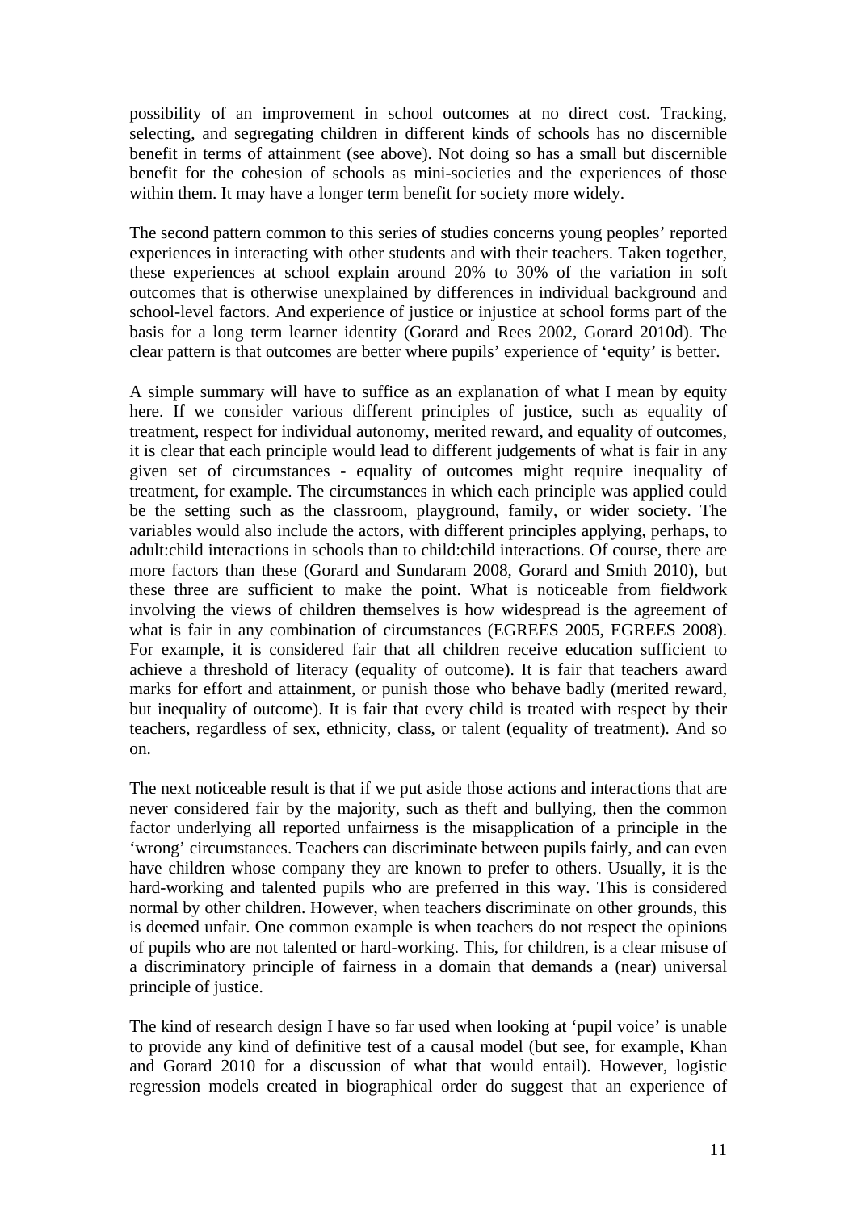possibility of an improvement in school outcomes at no direct cost. Tracking, selecting, and segregating children in different kinds of schools has no discernible benefit in terms of attainment (see above). Not doing so has a small but discernible benefit for the cohesion of schools as mini-societies and the experiences of those within them. It may have a longer term benefit for society more widely.

The second pattern common to this series of studies concerns young peoples' reported experiences in interacting with other students and with their teachers. Taken together, these experiences at school explain around 20% to 30% of the variation in soft outcomes that is otherwise unexplained by differences in individual background and school-level factors. And experience of justice or injustice at school forms part of the basis for a long term learner identity (Gorard and Rees 2002, Gorard 2010d). The clear pattern is that outcomes are better where pupils' experience of 'equity' is better.

A simple summary will have to suffice as an explanation of what I mean by equity here. If we consider various different principles of justice, such as equality of treatment, respect for individual autonomy, merited reward, and equality of outcomes, it is clear that each principle would lead to different judgements of what is fair in any given set of circumstances - equality of outcomes might require inequality of treatment, for example. The circumstances in which each principle was applied could be the setting such as the classroom, playground, family, or wider society. The variables would also include the actors, with different principles applying, perhaps, to adult:child interactions in schools than to child:child interactions. Of course, there are more factors than these (Gorard and Sundaram 2008, Gorard and Smith 2010), but these three are sufficient to make the point. What is noticeable from fieldwork involving the views of children themselves is how widespread is the agreement of what is fair in any combination of circumstances (EGREES 2005, EGREES 2008). For example, it is considered fair that all children receive education sufficient to achieve a threshold of literacy (equality of outcome). It is fair that teachers award marks for effort and attainment, or punish those who behave badly (merited reward, but inequality of outcome). It is fair that every child is treated with respect by their teachers, regardless of sex, ethnicity, class, or talent (equality of treatment). And so on.

The next noticeable result is that if we put aside those actions and interactions that are never considered fair by the majority, such as theft and bullying, then the common factor underlying all reported unfairness is the misapplication of a principle in the 'wrong' circumstances. Teachers can discriminate between pupils fairly, and can even have children whose company they are known to prefer to others. Usually, it is the hard-working and talented pupils who are preferred in this way. This is considered normal by other children. However, when teachers discriminate on other grounds, this is deemed unfair. One common example is when teachers do not respect the opinions of pupils who are not talented or hard-working. This, for children, is a clear misuse of a discriminatory principle of fairness in a domain that demands a (near) universal principle of justice.

The kind of research design I have so far used when looking at 'pupil voice' is unable to provide any kind of definitive test of a causal model (but see, for example, Khan and Gorard 2010 for a discussion of what that would entail). However, logistic regression models created in biographical order do suggest that an experience of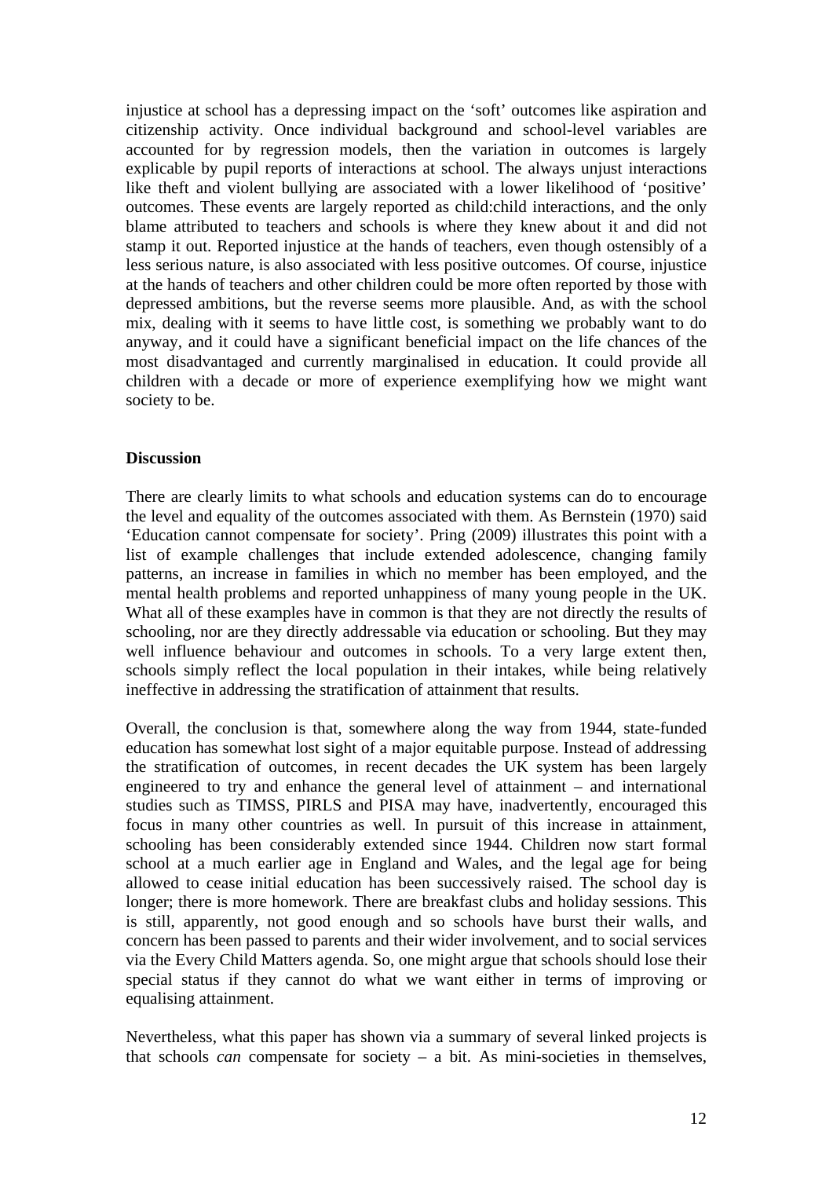injustice at school has a depressing impact on the 'soft' outcomes like aspiration and citizenship activity. Once individual background and school-level variables are accounted for by regression models, then the variation in outcomes is largely explicable by pupil reports of interactions at school. The always unjust interactions like theft and violent bullying are associated with a lower likelihood of 'positive' outcomes. These events are largely reported as child:child interactions, and the only blame attributed to teachers and schools is where they knew about it and did not stamp it out. Reported injustice at the hands of teachers, even though ostensibly of a less serious nature, is also associated with less positive outcomes. Of course, injustice at the hands of teachers and other children could be more often reported by those with depressed ambitions, but the reverse seems more plausible. And, as with the school mix, dealing with it seems to have little cost, is something we probably want to do anyway, and it could have a significant beneficial impact on the life chances of the most disadvantaged and currently marginalised in education. It could provide all children with a decade or more of experience exemplifying how we might want society to be.

## Discussion

There are clearly limits to what schools and education systems can do to encourage the level and equality of the outcomes associated with them. As Bernstein (1970) said 'Education cannot compensate for society'. Pring (2009) illustrates this point with a list of example challenges that include extended adolescence, changing family patterns, an increase in families in which no member has been employed, and the mental health problems and reported unhappiness of many young people in the UK. What all of these examples have in common is that they are not directly the results of schooling, nor are they directly addressable via education or schooling. But they may well influence behaviour and outcomes in schools. To a very large extent then, schools simply reflect the local population in their intakes, while being relatively ineffective in addressing the stratification of attainment that results.

Overall, the conclusion is that, somewhere along the way from 1944, state-funded education has somewhat lost sight of a major equitable purpose. Instead of addressing the stratification of outcomes, in recent decades the UK system has been largely engineered to try and enhance the general level of attainment – and international studies such as TIMSS, PIRLS and PISA may have, inadvertently, encouraged this focus in many other countries as well. In pursuit of this increase in attainment, schooling has been considerably extended since 1944. Children now start formal school at a much earlier age in England and Wales, and the legal age for being allowed to cease initial education has been successively raised. The school day is longer; there is more homework. There are breakfast clubs and holiday sessions. This is still, apparently, not good enough and so schools have burst their walls, and concern has been passed to parents and their wider involvement, and to social services via the Every Child Matters agenda. So, one might argue that schools should lose their special status if they cannot do what we want either in terms of improving or equalising attainment.

Nevertheless, what this paper has shown via a summary of several linked projects is that schools *can* compensate for society – a bit. As mini-societies in themselves,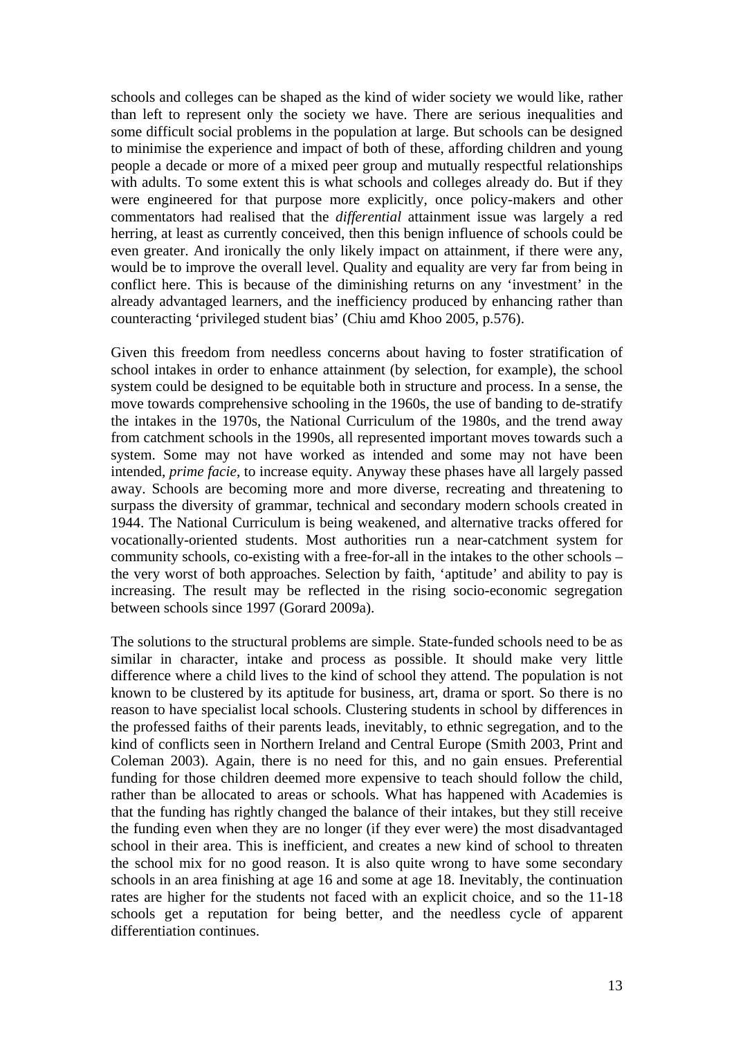schools and colleges can be shaped as the kind of wider society we would like, rather than left to represent only the society we have. There are serious inequalities and some difficult social problems in the population at large. But schools can be designed to minimise the experience and impact of both of these, affording children and young people a decade or more of a mixed peer group and mutually respectful relationships with adults. To some extent this is what schools and colleges already do. But if they were engineered for that purpose more explicitly, once policy-makers and other commentators had realised that the *differential* attainment issue was largely a red herring, at least as currently conceived, then this benign influence of schools could be even greater. And ironically the only likely impact on attainment, if there were any, would be to improve the overall level. Quality and equality are very far from being in conflict here. This is because of the diminishing returns on any 'investment' in the already advantaged learners, and the inefficiency produced by enhancing rather than counteracting 'privileged student bias' (Chiu amd Khoo 2005, p.576).

Given this freedom from needless concerns about having to foster stratification of school intakes in order to enhance attainment (by selection, for example), the school system could be designed to be equitable both in structure and process. In a sense, the move towards comprehensive schooling in the 1960s, the use of banding to de-stratify the intakes in the 1970s, the National Curriculum of the 1980s, and the trend away from catchment schools in the 1990s, all represented important moves towards such a system. Some may not have worked as intended and some may not have been intended, *prime facie*, to increase equity. Anyway these phases have all largely passed away. Schools are becoming more and more diverse, recreating and threatening to surpass the diversity of grammar, technical and secondary modern schools created in 1944. The National Curriculum is being weakened, and alternative tracks offered for vocationally-oriented students. Most authorities run a near-catchment system for community schools, co-existing with a free-for-all in the intakes to the other schools – the very worst of both approaches. Selection by faith, 'aptitude' and ability to pay is increasing. The result may be reflected in the rising socio-economic segregation between schools since 1997 (Gorard 2009a).

The solutions to the structural problems are simple. State-funded schools need to be as similar in character, intake and process as possible. It should make very little difference where a child lives to the kind of school they attend. The population is not known to be clustered by its aptitude for business, art, drama or sport. So there is no reason to have specialist local schools. Clustering students in school by differences in the professed faiths of their parents leads, inevitably, to ethnic segregation, and to the kind of conflicts seen in Northern Ireland and Central Europe (Smith 2003, Print and Coleman 2003). Again, there is no need for this, and no gain ensues. Preferential funding for those children deemed more expensive to teach should follow the child, rather than be allocated to areas or schools. What has happened with Academies is that the funding has rightly changed the balance of their intakes, but they still receive the funding even when they are no longer (if they ever were) the most disadvantaged school in their area. This is inefficient, and creates a new kind of school to threaten the school mix for no good reason. It is also quite wrong to have some secondary schools in an area finishing at age 16 and some at age 18. Inevitably, the continuation rates are higher for the students not faced with an explicit choice, and so the 11-18 schools get a reputation for being better, and the needless cycle of apparent differentiation continues.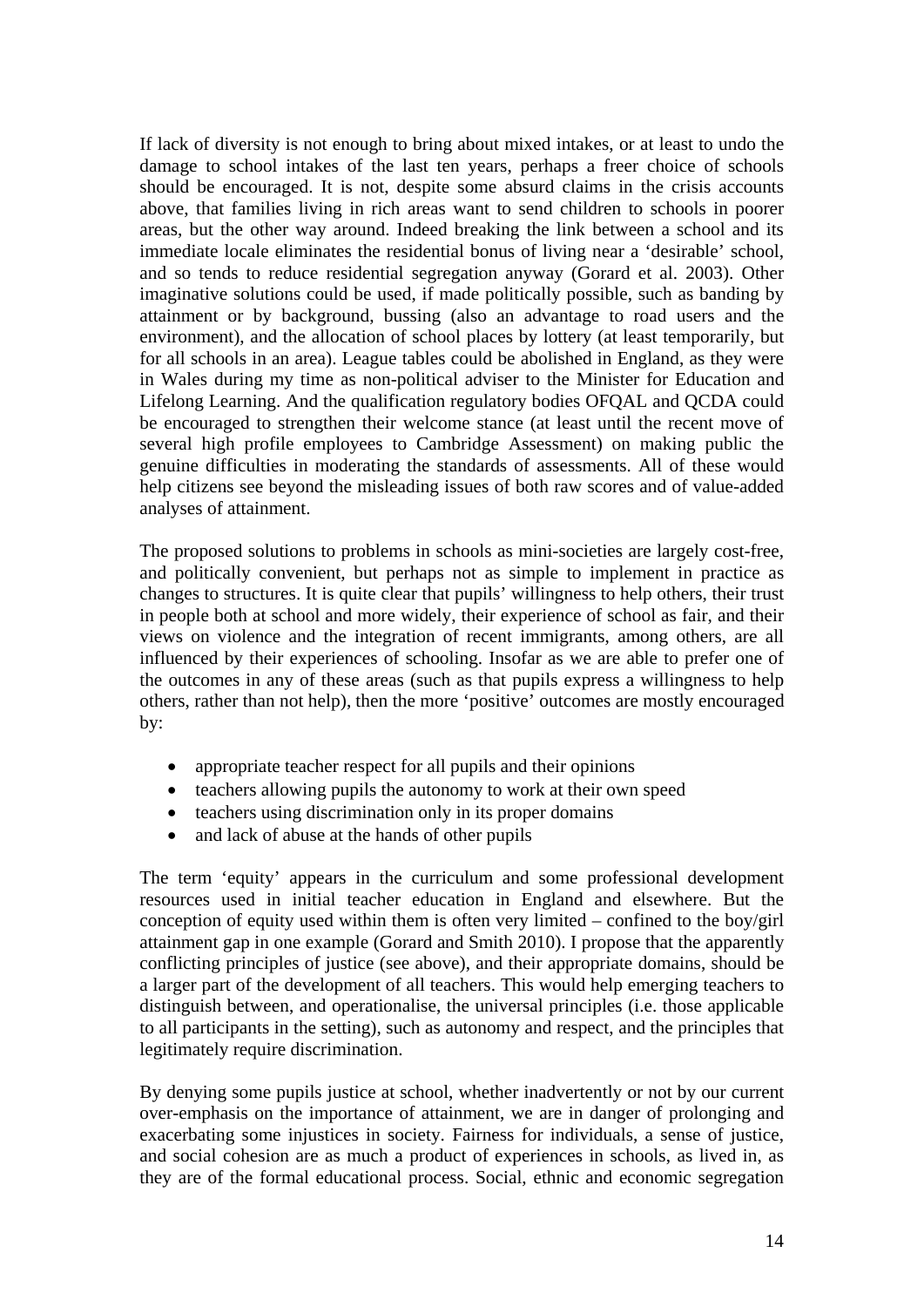If lack of diversity is not enough to bring about mixed intakes, or at least to undo the damage to school intakes of the last ten years, perhaps a freer choice of schools should be encouraged. It is not, despite some absurd claims in the crisis accounts above, that families living in rich areas want to send children to schools in poorer areas, but the other way around. Indeed breaking the link between a school and its immediate locale eliminates the residential bonus of living near a 'desirable' school, and so tends to reduce residential segregation anyway (Gorard et al. 2003). Other imaginative solutions could be used, if made politically possible, such as banding by attainment or by background, bussing (also an advantage to road users and the environment), and the allocation of school places by lottery (at least temporarily, but for all schools in an area). League tables could be abolished in England, as they were in Wales during my time as non-political adviser to the Minister for Education and Lifelong Learning. And the qualification regulatory bodies OFQAL and QCDA could be encouraged to strengthen their welcome stance (at least until the recent move of several high profile employees to Cambridge Assessment) on making public the genuine difficulties in moderating the standards of assessments. All of these would help citizens see beyond the misleading issues of both raw scores and of value-added analyses of attainment.

The proposed solutions to problems in schools as mini-societies are largely cost-free, and politically convenient, but perhaps not as simple to implement in practice as changes to structures. It is quite clear that pupils' willingness to help others, their trust in people both at school and more widely, their experience of school as fair, and their views on violence and the integration of recent immigrants, among others, are all influenced by their experiences of schooling. Insofar as we are able to prefer one of the outcomes in any of these areas (such as that pupils express a willingness to help others, rather than not help), then the more 'positive' outcomes are mostly encouraged by:

- appropriate teacher respect for all pupils and their opinions
- teachers allowing pupils the autonomy to work at their own speed
- teachers using discrimination only in its proper domains
- and lack of abuse at the hands of other pupils

The term 'equity' appears in the curriculum and some professional development resources used in initial teacher education in England and elsewhere. But the conception of equity used within them is often very limited – confined to the boy/girl attainment gap in one example (Gorard and Smith 2010). I propose that the apparently conflicting principles of justice (see above), and their appropriate domains, should be a larger part of the development of all teachers. This would help emerging teachers to distinguish between, and operationalise, the universal principles (i.e. those applicable to all participants in the setting), such as autonomy and respect, and the principles that legitimately require discrimination.

By denying some pupils justice at school, whether inadvertently or not by our current over-emphasis on the importance of attainment, we are in danger of prolonging and exacerbating some injustices in society. Fairness for individuals, a sense of justice, and social cohesion are as much a product of experiences in schools, as lived in, as they are of the formal educational process. Social, ethnic and economic segregation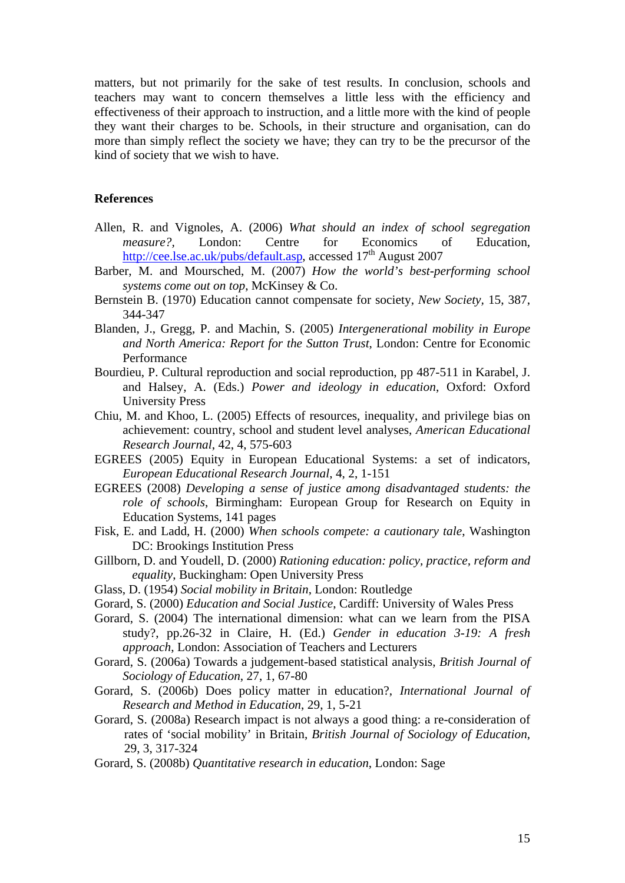matters, but not primarily for the sake of test results. In conclusion, schools and teachers may want to concern themselves a little less with the efficiency and effectiveness of their approach to instruction, and a little more with the kind of people they want their charges to be. Schools, in their structure and organisation, can do more than simply reflect the society we have; they can try to be the precursor of the kind of society that we wish to have.

## References

Allen, R. and Vignoles, A. (2006) *What should an index of school segregation measure?*, London: Centre for Economics of Education, http://cee.lse.ac.uk/pubs/default.asp, accessed 17th August 2007

Barber, M. and Moursched, M. (2007) *How the world's best-performing school systems come out on top*, McKinsey & Co.

Bernstein B. (1970) Education cannot compensate for society, *New Society*, 15, 387, 344-347

Blanden, J., Gregg, P. and Machin, S. (2005) *Intergenerational mobility in Europe and North America: Report for the Sutton Trust*, London: Centre for Economic Performance

Bourdieu, P. Cultural reproduction and social reproduction, pp 487-511 in Karabel, J. and Halsey, A. (Eds.) *Power and ideology in education*, Oxford: Oxford University Press

Chiu, M. and Khoo, L. (2005) Effects of resources, inequality, and privilege bias on achievement: country, school and student level analyses, *American Educational Research Journal*, 42, 4, 575-603

EGREES (2005) Equity in European Educational Systems: a set of indicators, *European Educational Research Journal*, 4, 2, 1-151

EGREES (2008) *Developing a sense of justice among disadvantaged students: the role of schools*, Birmingham: European Group for Research on Equity in Education Systems, 141 pages

Fisk, E. and Ladd, H. (2000) *When schools compete: a cautionary tale*, Washington DC: Brookings Institution Press

Gillborn, D. and Youdell, D. (2000) *Rationing education: policy, practice, reform and equality*, Buckingham: Open University Press

Glass, D. (1954) *Social mobility in Britain*, London: Routledge

Gorard, S. (2000) *Education and Social Justice*, Cardiff: University of Wales Press

Gorard, S. (2004) The international dimension: what can we learn from the PISA study?, pp.26-32 in Claire, H. (Ed.) *Gender in education 3-19: A fresh approach*, London: Association of Teachers and Lecturers

Gorard, S. (2006a) Towards a judgement-based statistical analysis, *British Journal of Sociology of Education*, 27, 1, 67-80

Gorard, S. (2006b) Does policy matter in education?, *International Journal of Research and Method in Education*, 29, 1, 5-21

Gorard, S. (2008a) Research impact is not always a good thing: a re-consideration of rates of 'social mobility' in Britain, *British Journal of Sociology of Education*, 29, 3, 317-324

Gorard, S. (2008b) *Quantitative research in education*, London: Sage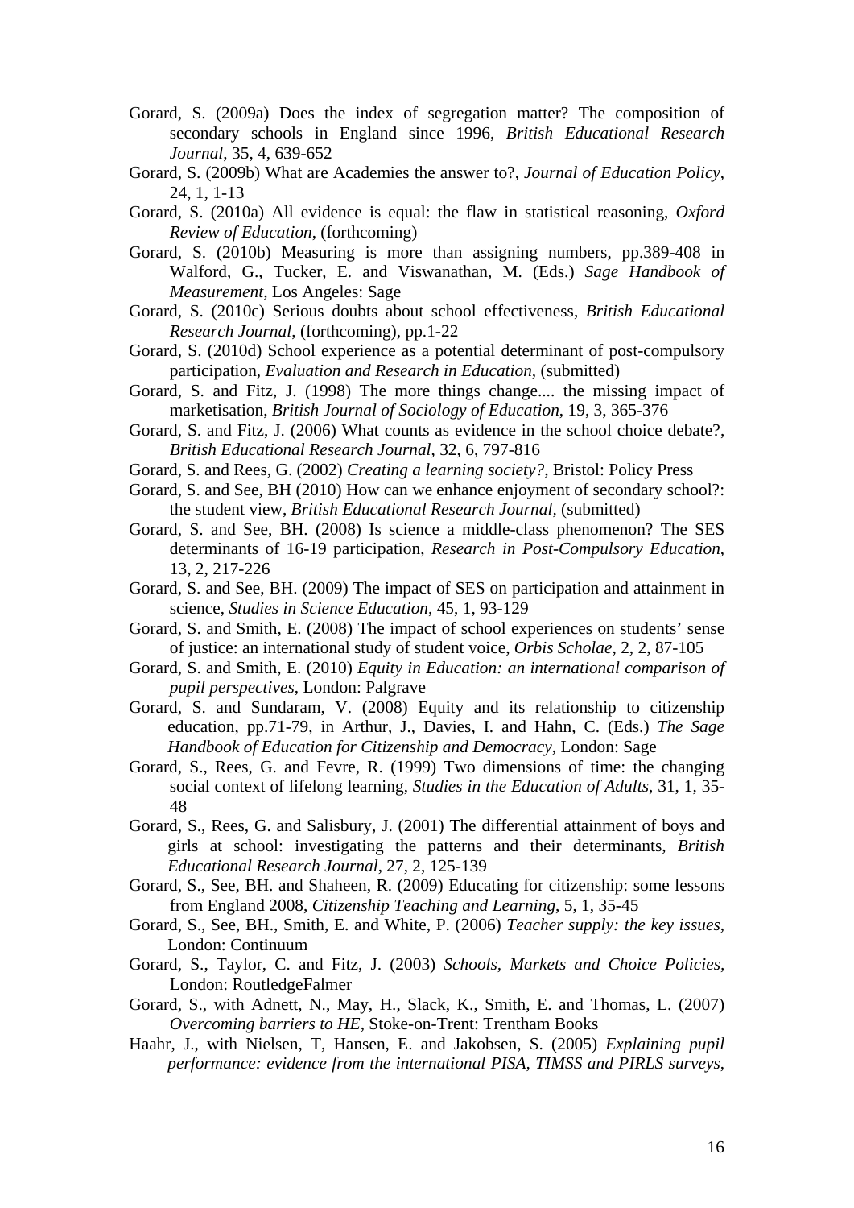Gorard, S. (2009a) Does the index of segregation matter? The composition of secondary schools in England since 1996, *British Educational Research Journal*, 35, 4, 639-652

Gorard, S. (2009b) What are Academies the answer to?, *Journal of Education Policy*, 24, 1, 1-13

Gorard, S. (2010a) All evidence is equal: the flaw in statistical reasoning, *Oxford Review of Education*, (forthcoming)

Gorard, S. (2010b) Measuring is more than assigning numbers, pp.389-408 in Walford, G., Tucker, E. and Viswanathan, M. (Eds.) *Sage Handbook of Measurement*, Los Angeles: Sage

Gorard, S. (2010c) Serious doubts about school effectiveness, *British Educational Research Journal*, (forthcoming), pp.1-22

Gorard, S. (2010d) School experience as a potential determinant of post-compulsory participation, *Evaluation and Research in Education*, (submitted)

Gorard, S. and Fitz, J. (1998) The more things change.... the missing impact of marketisation, *British Journal of Sociology of Education*, 19, 3, 365-376

Gorard, S. and Fitz, J. (2006) What counts as evidence in the school choice debate?, *British Educational Research Journal*, 32, 6, 797-816

Gorard, S. and Rees, G. (2002) *Creating a learning society?*, Bristol: Policy Press

Gorard, S. and See, BH (2010) How can we enhance enjoyment of secondary school?: the student view, *British Educational Research Journal*, (submitted)

Gorard, S. and See, BH. (2008) Is science a middle-class phenomenon? The SES determinants of 16-19 participation, *Research in Post-Compulsory Education*, 13, 2, 217-226

Gorard, S. and See, BH. (2009) The impact of SES on participation and attainment in science, *Studies in Science Education*, 45, 1, 93-129

Gorard, S. and Smith, E. (2008) The impact of school experiences on students' sense of justice: an international study of student voice, *Orbis Scholae*, 2, 2, 87-105

Gorard, S. and Smith, E. (2010) *Equity in Education: an international comparison of pupil perspectives*, London: Palgrave

Gorard, S. and Sundaram, V. (2008) Equity and its relationship to citizenship education, pp.71-79, in Arthur, J., Davies, I. and Hahn, C. (Eds.) *The Sage Handbook of Education for Citizenship and Democracy*, London: Sage

Gorard, S., Rees, G. and Fevre, R. (1999) Two dimensions of time: the changing social context of lifelong learning, *Studies in the Education of Adults*, 31, 1, 35-48

Gorard, S., Rees, G. and Salisbury, J. (2001) The differential attainment of boys and girls at school: investigating the patterns and their determinants, *British Educational Research Journal*, 27, 2, 125-139

Gorard, S., See, BH. and Shaheen, R. (2009) Educating for citizenship: some lessons from England 2008, *Citizenship Teaching and Learning*, 5, 1, 35-45

Gorard, S., See, BH., Smith, E. and White, P. (2006) *Teacher supply: the key issues*, London: Continuum

Gorard, S., Taylor, C. and Fitz, J. (2003) *Schools, Markets and Choice Policies*, London: RoutledgeFalmer

Gorard, S., with Adnett, N., May, H., Slack, K., Smith, E. and Thomas, L. (2007) *Overcoming barriers to HE*, Stoke-on-Trent: Trentham Books

Haahr, J., with Nielsen, T, Hansen, E. and Jakobsen, S. (2005) *Explaining pupil performance: evidence from the international PISA, TIMSS and PIRLS surveys*,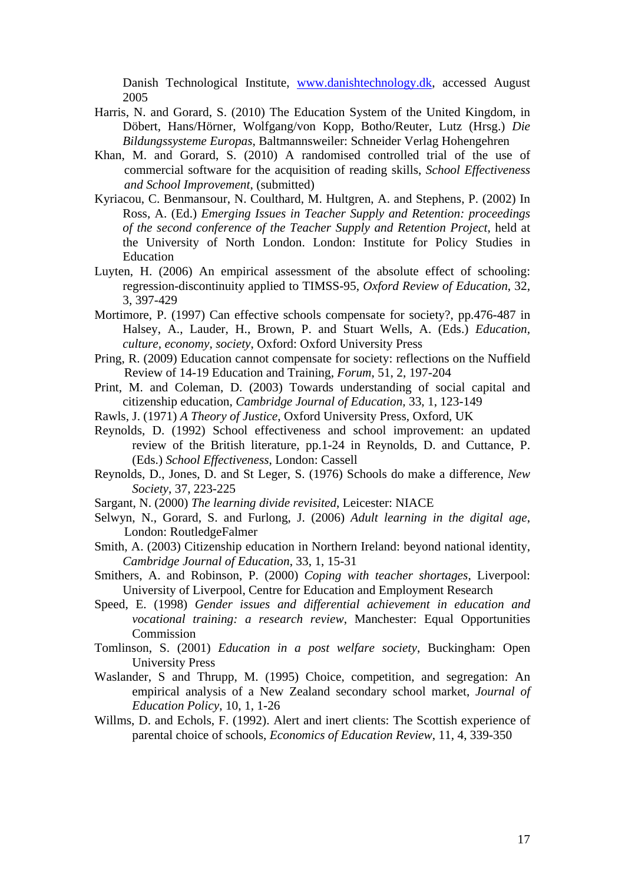Danish Technological Institute, www.danishtechnology.dk, accessed August 2005

Harris, N. and Gorard, S. (2010) The Education System of the United Kingdom, in Döbert, Hans/Hörner, Wolfgang/von Kopp, Botho/Reuter, Lutz (Hrsg.) *Die Bildungssysteme Europas*, Baltmannsweiler: Schneider Verlag Hohengehren

Khan, M. and Gorard, S. (2010) A randomised controlled trial of the use of commercial software for the acquisition of reading skills, *School Effectiveness and School Improvement*, (submitted)

Kyriacou, C. Benmansour, N. Coulthard, M. Hultgren, A. and Stephens, P. (2002) In Ross, A. (Ed.) *Emerging Issues in Teacher Supply and Retention: proceedings of the second conference of the Teacher Supply and Retention Project*, held at the University of North London. London: Institute for Policy Studies in Education

Luyten, H. (2006) An empirical assessment of the absolute effect of schooling: regression-discontinuity applied to TIMSS-95, *Oxford Review of Education*, 32, 3, 397-429

Mortimore, P. (1997) Can effective schools compensate for society?, pp.476-487 in Halsey, A., Lauder, H., Brown, P. and Stuart Wells, A. (Eds.) *Education, culture, economy, society*, Oxford: Oxford University Press

Pring, R. (2009) Education cannot compensate for society: reflections on the Nuffield Review of 14-19 Education and Training, *Forum*, 51, 2, 197-204

Print, M. and Coleman, D. (2003) Towards understanding of social capital and citizenship education, *Cambridge Journal of Education*, 33, 1, 123-149

Rawls, J. (1971) *A Theory of Justice*, Oxford University Press, Oxford, UK

Reynolds, D. (1992) School effectiveness and school improvement: an updated review of the British literature, pp.1-24 in Reynolds, D. and Cuttance, P. (Eds.) *School Effectiveness*, London: Cassell

Reynolds, D., Jones, D. and St Leger, S. (1976) Schools do make a difference, *New Society*, 37, 223-225

Sargant, N. (2000) *The learning divide revisited*, Leicester: NIACE

Selwyn, N., Gorard, S. and Furlong, J. (2006) *Adult learning in the digital age*, London: RoutledgeFalmer

Smith, A. (2003) Citizenship education in Northern Ireland: beyond national identity, *Cambridge Journal of Education*, 33, 1, 15-31

Smithers, A. and Robinson, P. (2000) *Coping with teacher shortages*, Liverpool: University of Liverpool, Centre for Education and Employment Research

Speed, E. (1998) *Gender issues and differential achievement in education and vocational training: a research review*, Manchester: Equal Opportunities Commission

Tomlinson, S. (2001) *Education in a post welfare society*, Buckingham: Open University Press

Waslander, S and Thrupp, M. (1995) Choice, competition, and segregation: An empirical analysis of a New Zealand secondary school market, *Journal of Education Policy*, 10, 1, 1-26

Willms, D. and Echols, F. (1992). Alert and inert clients: The Scottish experience of parental choice of schools, *Economics of Education Review*, 11, 4, 339-350